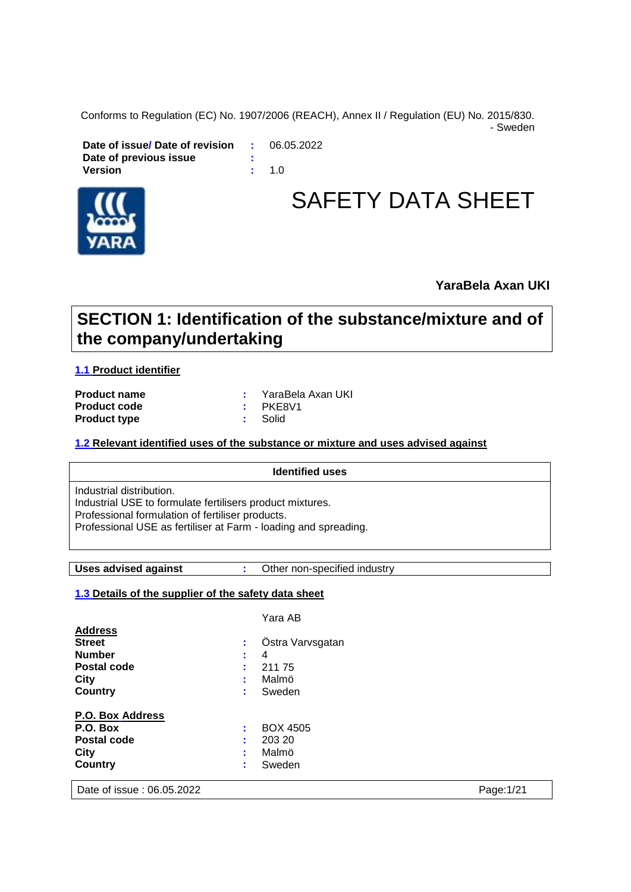Conforms to Regulation (EC) No. 1907/2006 (REACH), Annex II / Regulation (EU) No. 2015/830. - Sweden

**Date of issue/ Date of revision** : 06.05.2022
**Date of previous issue** :
**Version** : 1.0

# SAFETY DATA SHEET

**YaraBela Axan UKI**

## SECTION 1: Identification of the substance/mixture and of the company/undertaking

### 1.1 Product identifier

**Product name** : YaraBela Axan UKI
**Product code** : PKE8V1
**Product type** : Solid

### 1.2 Relevant identified uses of the substance or mixture and uses advised against

| Identified uses |
| --- |
| Industrial distribution.<br>Industrial USE to formulate fertilisers product mixtures.<br>Professional formulation of fertiliser products.<br>Professional USE as fertiliser at Farm - loading and spreading. |

| **Uses advised against** | : Other non-specified industry |
| --- | --- |

### 1.3 Details of the supplier of the safety data sheet

Yara AB

**Address**
**Street** : Östra Varvsgatan
**Number** : 4
**Postal code** : 211 75
**City** : Malmö
**Country** : Sweden

**P.O. Box Address**
**P.O. Box** : BOX 4505
**Postal code** : 203 20
**City** : Malmö
**Country** : Sweden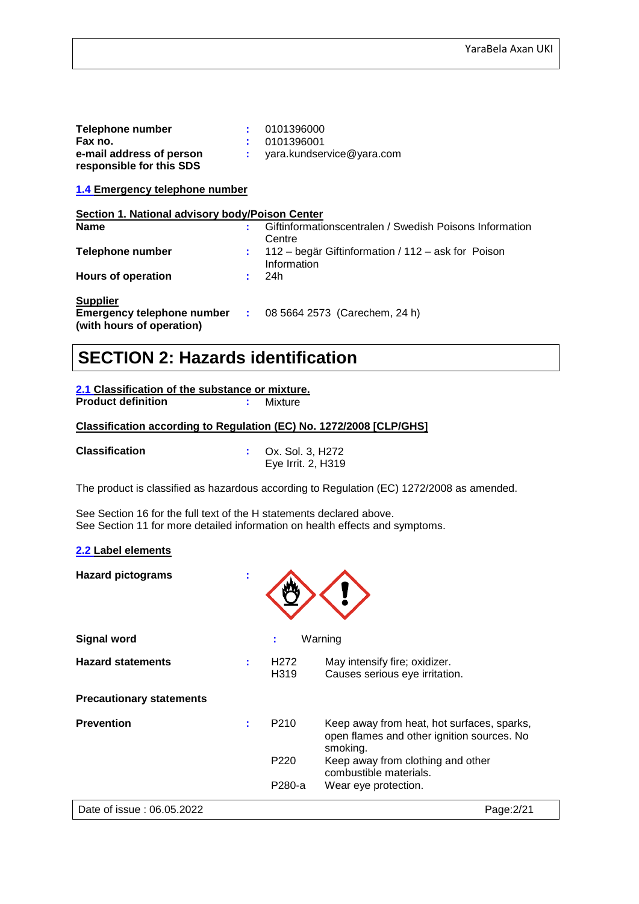| | | |
|---|---|---|
| **Telephone number** | : | 0101396000 |
| **Fax no.** | : | 0101396001 |
| **e-mail address of person responsible for this SDS** | : | yara.kundservice@yara.com |

**1.4 Emergency telephone number**

**Section 1. National advisory body/Poison Center**

| | | |
|---|---|---|
| **Name** | : | Giftinformationscentralen / Swedish Poisons Information Centre |
| **Telephone number** | : | 112 – begär Giftinformation / 112 – ask for Poison Information |
| **Hours of operation** | : | 24h |

**Supplier**

| | | |
|---|---|---|
| **Emergency telephone number (with hours of operation)** | : | 08 5664 2573 (Carechem, 24 h) |

# SECTION 2: Hazards identification

**2.1 Classification of the substance or mixture.**

**Product definition** : Mixture

**Classification according to Regulation (EC) No. 1272/2008 [CLP/GHS]**

**Classification** : Ox. Sol. 3, H272
Eye Irrit. 2, H319

The product is classified as hazardous according to Regulation (EC) 1272/2008 as amended.

See Section 16 for the full text of the H statements declared above.
See Section 11 for more detailed information on health effects and symptoms.

**2.2 Label elements**

**Hazard pictograms** :

**Signal word** : Warning

**Hazard statements** :

| | |
|---|---|
| H272 | May intensify fire; oxidizer. |
| H319 | Causes serious eye irritation. |

**Precautionary statements**

**Prevention** :

| | |
|---|---|
| P210 | Keep away from heat, hot surfaces, sparks, open flames and other ignition sources. No smoking. |
| P220 | Keep away from clothing and other combustible materials. |
| P280-a | Wear eye protection. |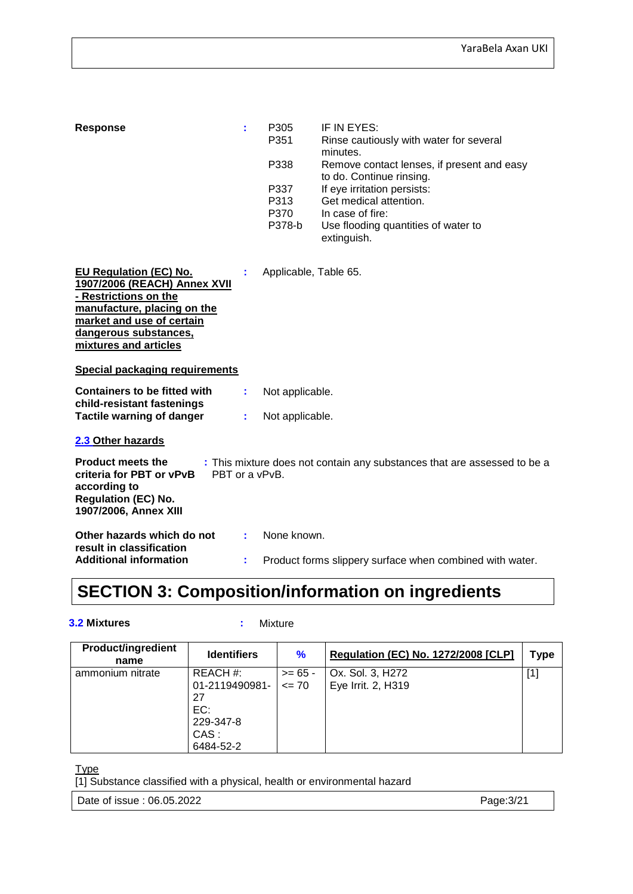**Response** : 

| | |
|---|---|
| P305 | IF IN EYES: |
| P351 | Rinse cautiously with water for several minutes. |
| P338 | Remove contact lenses, if present and easy to do. Continue rinsing. |
| P337 | If eye irritation persists: |
| P313 | Get medical attention. |
| P370 | In case of fire: |
| P378-b | Use flooding quantities of water to extinguish. |

**EU Regulation (EC) No. 1907/2006 (REACH) Annex XVII - Restrictions on the manufacture, placing on the market and use of certain dangerous substances, mixtures and articles** : Applicable, Table 65.

**Special packaging requirements**

**Containers to be fitted with child-resistant fastenings** : Not applicable.

**Tactile warning of danger** : Not applicable.

### 2.3 Other hazards

**Product meets the criteria for PBT or vPvB according to Regulation (EC) No. 1907/2006, Annex XIII** : This mixture does not contain any substances that are assessed to be a PBT or a vPvB.

**Other hazards which do not result in classification** : None known.

**Additional information** : Product forms slippery surface when combined with water.

## SECTION 3: Composition/information on ingredients

**3.2 Mixtures** : Mixture

| Product/ingredient name | Identifiers | % | Regulation (EC) No. 1272/2008 [CLP] | Type |
|---|---|---|---|---|
| ammonium nitrate | REACH #: 01-2119490981-27<br>EC: 229-347-8<br>CAS : 6484-52-2 | >= 65 - <= 70 | Ox. Sol. 3, H272<br>Eye Irrit. 2, H319 | [1] |

Type

[1] Substance classified with a physical, health or environmental hazard

Date of issue : 06.05.2022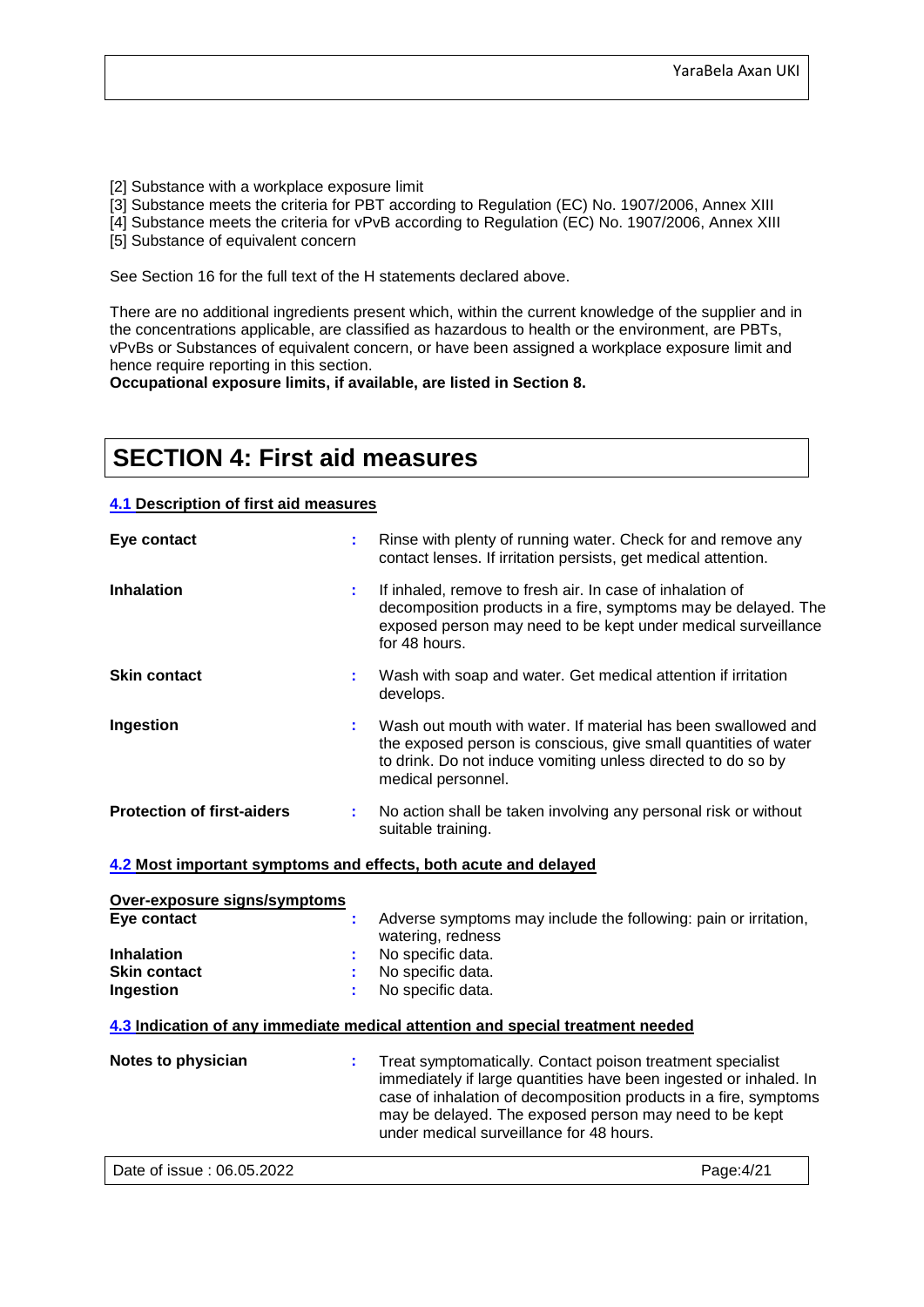[2] Substance with a workplace exposure limit
[3] Substance meets the criteria for PBT according to Regulation (EC) No. 1907/2006, Annex XIII
[4] Substance meets the criteria for vPvB according to Regulation (EC) No. 1907/2006, Annex XIII
[5] Substance of equivalent concern

See Section 16 for the full text of the H statements declared above.

There are no additional ingredients present which, within the current knowledge of the supplier and in the concentrations applicable, are classified as hazardous to health or the environment, are PBTs, vPvBs or Substances of equivalent concern, or have been assigned a workplace exposure limit and hence require reporting in this section.
**Occupational exposure limits, if available, are listed in Section 8.**

# SECTION 4: First aid measures

### 4.1 Description of first aid measures

**Eye contact** : Rinse with plenty of running water. Check for and remove any contact lenses. If irritation persists, get medical attention.

**Inhalation** : If inhaled, remove to fresh air. In case of inhalation of decomposition products in a fire, symptoms may be delayed. The exposed person may need to be kept under medical surveillance for 48 hours.

**Skin contact** : Wash with soap and water. Get medical attention if irritation develops.

**Ingestion** : Wash out mouth with water. If material has been swallowed and the exposed person is conscious, give small quantities of water to drink. Do not induce vomiting unless directed to do so by medical personnel.

**Protection of first-aiders** : No action shall be taken involving any personal risk or without suitable training.

### 4.2 Most important symptoms and effects, both acute and delayed

**Over-exposure signs/symptoms**

**Eye contact** : Adverse symptoms may include the following: pain or irritation, watering, redness

**Inhalation** : No specific data.

**Skin contact** : No specific data.

**Ingestion** : No specific data.

### 4.3 Indication of any immediate medical attention and special treatment needed

**Notes to physician** : Treat symptomatically. Contact poison treatment specialist immediately if large quantities have been ingested or inhaled. In case of inhalation of decomposition products in a fire, symptoms may be delayed. The exposed person may need to be kept under medical surveillance for 48 hours.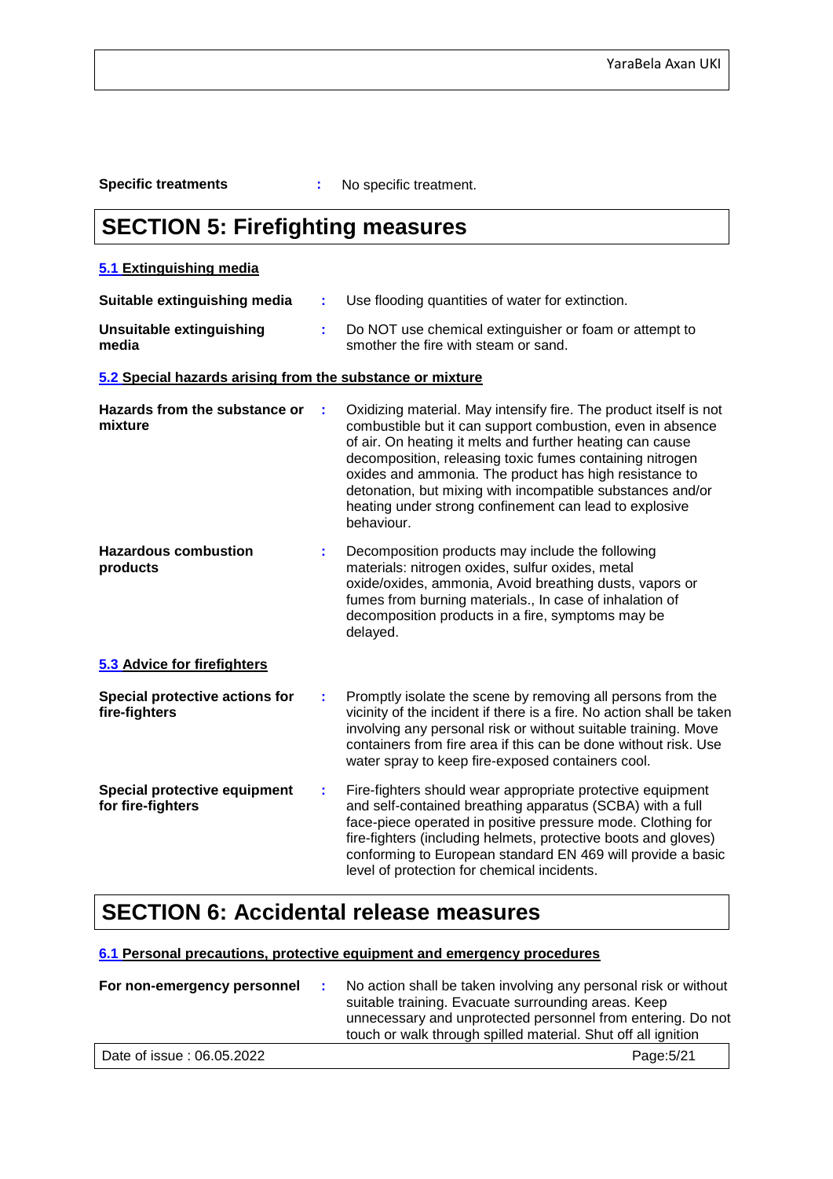**Specific treatments** : No specific treatment.

# SECTION 5: Firefighting measures

### 5.1 Extinguishing media

**Suitable extinguishing media** : Use flooding quantities of water for extinction.

**Unsuitable extinguishing media** : Do NOT use chemical extinguisher or foam or attempt to smother the fire with steam or sand.

### 5.2 Special hazards arising from the substance or mixture

**Hazards from the substance or mixture** : Oxidizing material. May intensify fire. The product itself is not combustible but it can support combustion, even in absence of air. On heating it melts and further heating can cause decomposition, releasing toxic fumes containing nitrogen oxides and ammonia. The product has high resistance to detonation, but mixing with incompatible substances and/or heating under strong confinement can lead to explosive behaviour.

**Hazardous combustion products** : Decomposition products may include the following materials: nitrogen oxides, sulfur oxides, metal oxide/oxides, ammonia, Avoid breathing dusts, vapors or fumes from burning materials., In case of inhalation of decomposition products in a fire, symptoms may be delayed.

### 5.3 Advice for firefighters

**Special protective actions for fire-fighters** : Promptly isolate the scene by removing all persons from the vicinity of the incident if there is a fire. No action shall be taken involving any personal risk or without suitable training. Move containers from fire area if this can be done without risk. Use water spray to keep fire-exposed containers cool.

**Special protective equipment for fire-fighters** : Fire-fighters should wear appropriate protective equipment and self-contained breathing apparatus (SCBA) with a full face-piece operated in positive pressure mode. Clothing for fire-fighters (including helmets, protective boots and gloves) conforming to European standard EN 469 will provide a basic level of protection for chemical incidents.

# SECTION 6: Accidental release measures

### 6.1 Personal precautions, protective equipment and emergency procedures

**For non-emergency personnel** : No action shall be taken involving any personal risk or without suitable training. Evacuate surrounding areas. Keep unnecessary and unprotected personnel from entering. Do not touch or walk through spilled material. Shut off all ignition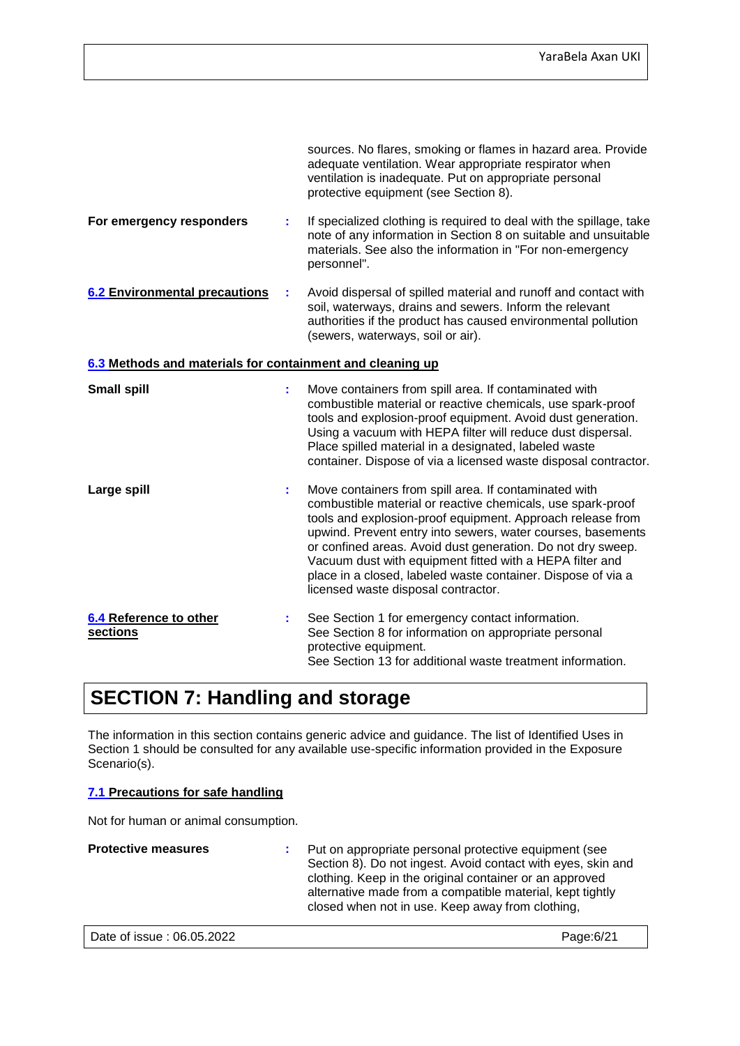sources. No flares, smoking or flames in hazard area. Provide adequate ventilation. Wear appropriate respirator when ventilation is inadequate. Put on appropriate personal protective equipment (see Section 8).

**For emergency responders** : If specialized clothing is required to deal with the spillage, take note of any information in Section 8 on suitable and unsuitable materials. See also the information in "For non-emergency personnel".

**6.2 Environmental precautions** : Avoid dispersal of spilled material and runoff and contact with soil, waterways, drains and sewers. Inform the relevant authorities if the product has caused environmental pollution (sewers, waterways, soil or air).

**6.3 Methods and materials for containment and cleaning up**

**Small spill** : Move containers from spill area. If contaminated with combustible material or reactive chemicals, use spark-proof tools and explosion-proof equipment. Avoid dust generation. Using a vacuum with HEPA filter will reduce dust dispersal. Place spilled material in a designated, labeled waste container. Dispose of via a licensed waste disposal contractor.

**Large spill** : Move containers from spill area. If contaminated with combustible material or reactive chemicals, use spark-proof tools and explosion-proof equipment. Approach release from upwind. Prevent entry into sewers, water courses, basements or confined areas. Avoid dust generation. Do not dry sweep. Vacuum dust with equipment fitted with a HEPA filter and place in a closed, labeled waste container. Dispose of via a licensed waste disposal contractor.

**6.4 Reference to other sections** : See Section 1 for emergency contact information.
See Section 8 for information on appropriate personal protective equipment.
See Section 13 for additional waste treatment information.

# SECTION 7: Handling and storage

The information in this section contains generic advice and guidance. The list of Identified Uses in Section 1 should be consulted for any available use-specific information provided in the Exposure Scenario(s).

**7.1 Precautions for safe handling**

Not for human or animal consumption.

**Protective measures** : Put on appropriate personal protective equipment (see Section 8). Do not ingest. Avoid contact with eyes, skin and clothing. Keep in the original container or an approved alternative made from a compatible material, kept tightly closed when not in use. Keep away from clothing,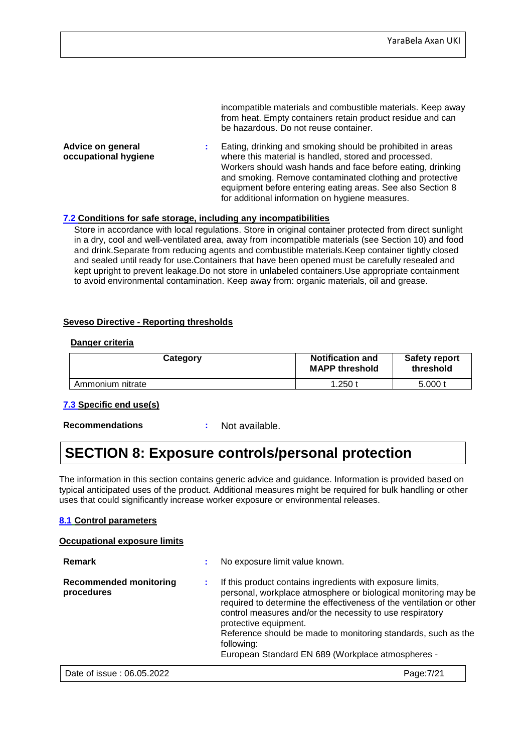incompatible materials and combustible materials. Keep away from heat. Empty containers retain product residue and can be hazardous. Do not reuse container.

**Advice on general occupational hygiene** : Eating, drinking and smoking should be prohibited in areas where this material is handled, stored and processed. Workers should wash hands and face before eating, drinking and smoking. Remove contaminated clothing and protective equipment before entering eating areas. See also Section 8 for additional information on hygiene measures.

### 7.2 Conditions for safe storage, including any incompatibilities

Store in accordance with local regulations. Store in original container protected from direct sunlight in a dry, cool and well-ventilated area, away from incompatible materials (see Section 10) and food and drink.Separate from reducing agents and combustible materials.Keep container tightly closed and sealed until ready for use.Containers that have been opened must be carefully resealed and kept upright to prevent leakage.Do not store in unlabeled containers.Use appropriate containment to avoid environmental contamination. Keep away from: organic materials, oil and grease.

**Seveso Directive - Reporting thresholds**

**Danger criteria**

| Category | Notification and MAPP threshold | Safety report threshold |
|---|---|---|
| Ammonium nitrate | 1.250 t | 5.000 t |

### 7.3 Specific end use(s)

**Recommendations** : Not available.

# SECTION 8: Exposure controls/personal protection

The information in this section contains generic advice and guidance. Information is provided based on typical anticipated uses of the product. Additional measures might be required for bulk handling or other uses that could significantly increase worker exposure or environmental releases.

### 8.1 Control parameters

**Occupational exposure limits**

**Remark** : No exposure limit value known.

**Recommended monitoring procedures** : If this product contains ingredients with exposure limits, personal, workplace atmosphere or biological monitoring may be required to determine the effectiveness of the ventilation or other control measures and/or the necessity to use respiratory protective equipment.
Reference should be made to monitoring standards, such as the following:
European Standard EN 689 (Workplace atmospheres -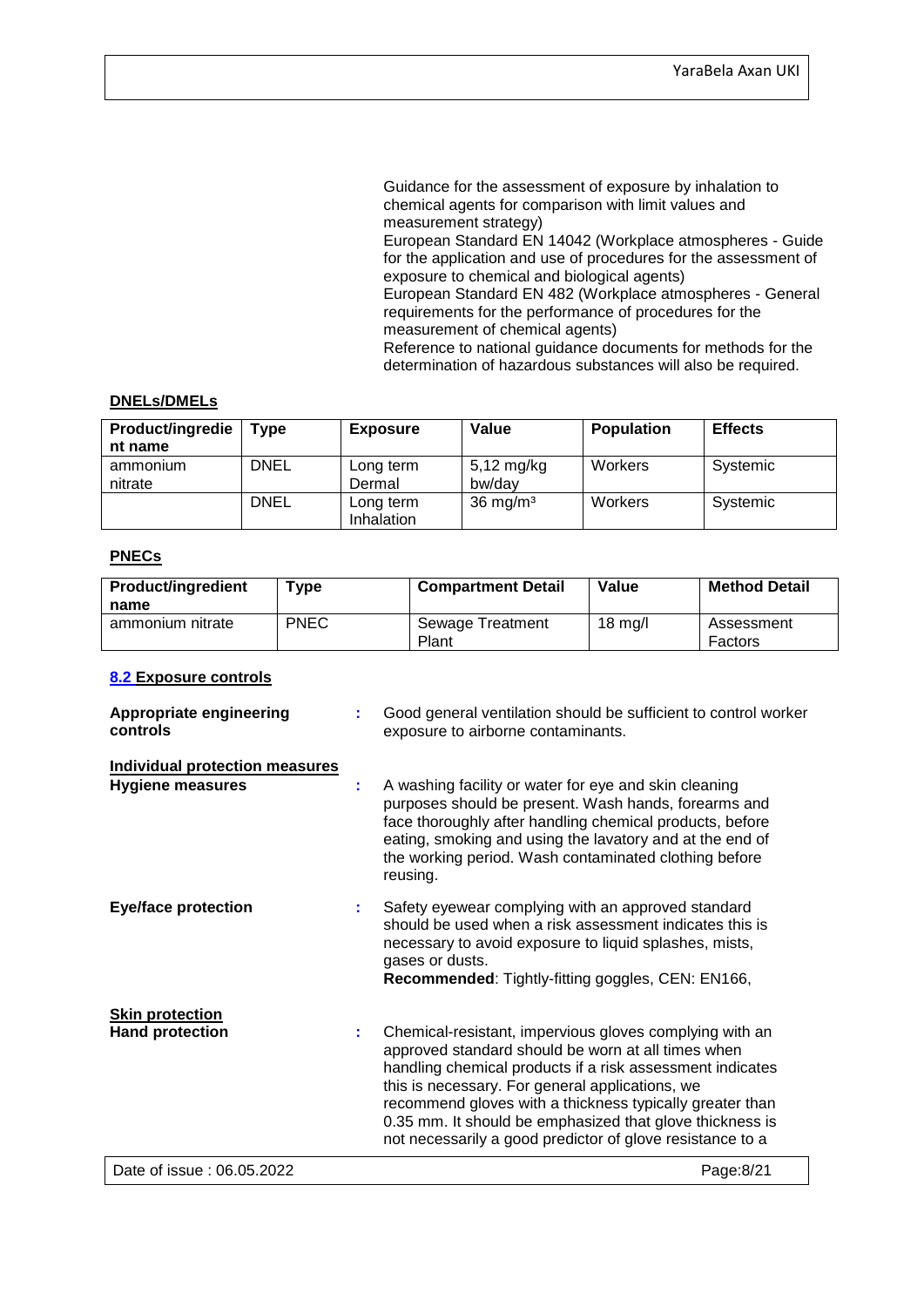Guidance for the assessment of exposure by inhalation to chemical agents for comparison with limit values and measurement strategy)
European Standard EN 14042 (Workplace atmospheres - Guide for the application and use of procedures for the assessment of exposure to chemical and biological agents)
European Standard EN 482 (Workplace atmospheres - General requirements for the performance of procedures for the measurement of chemical agents)
Reference to national guidance documents for methods for the determination of hazardous substances will also be required.

**DNELs/DMELs**

| Product/ingredient name | Type | Exposure | Value | Population | Effects |
|---|---|---|---|---|---|
| ammonium nitrate | DNEL | Long term Dermal | 5,12 mg/kg bw/day | Workers | Systemic |
| | DNEL | Long term Inhalation | 36 mg/m³ | Workers | Systemic |

**PNECs**

| Product/ingredient name | Type | Compartment Detail | Value | Method Detail |
|---|---|---|---|---|
| ammonium nitrate | PNEC | Sewage Treatment Plant | 18 mg/l | Assessment Factors |

**8.2 Exposure controls**

**Appropriate engineering controls** : Good general ventilation should be sufficient to control worker exposure to airborne contaminants.

**Individual protection measures**

**Hygiene measures** : A washing facility or water for eye and skin cleaning purposes should be present. Wash hands, forearms and face thoroughly after handling chemical products, before eating, smoking and using the lavatory and at the end of the working period. Wash contaminated clothing before reusing.

**Eye/face protection** : Safety eyewear complying with an approved standard should be used when a risk assessment indicates this is necessary to avoid exposure to liquid splashes, mists, gases or dusts.
**Recommended**: Tightly-fitting goggles, CEN: EN166,

**Skin protection**

**Hand protection** : Chemical-resistant, impervious gloves complying with an approved standard should be worn at all times when handling chemical products if a risk assessment indicates this is necessary. For general applications, we recommend gloves with a thickness typically greater than 0.35 mm. It should be emphasized that glove thickness is not necessarily a good predictor of glove resistance to a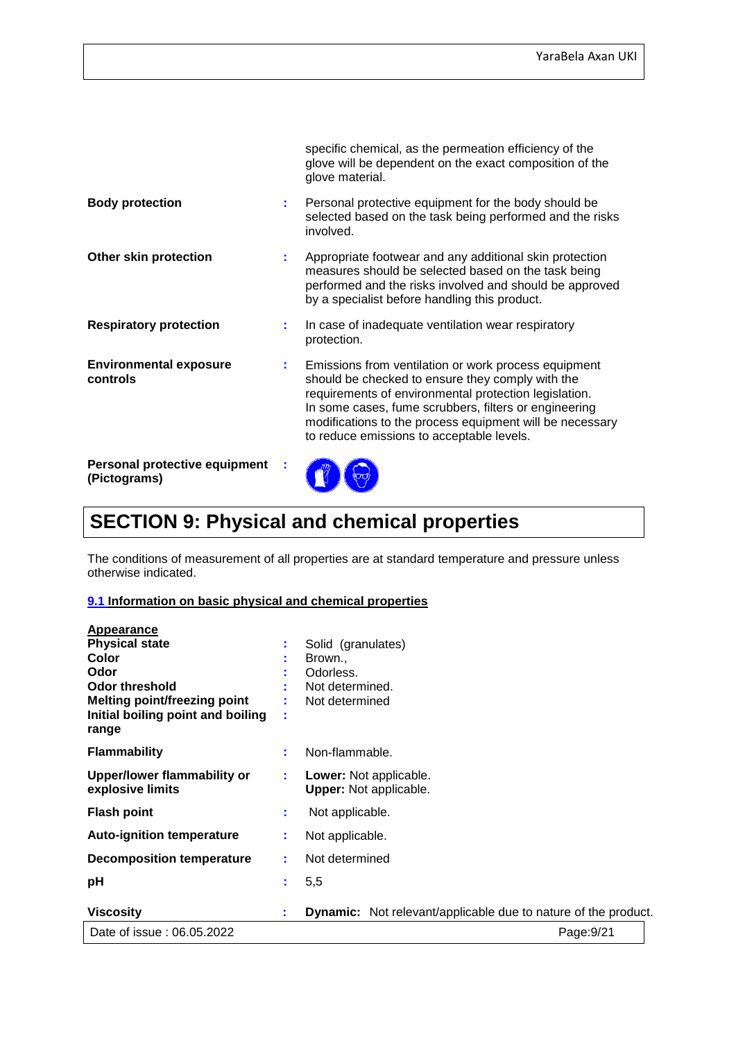| | | |
|---|---|---|
| | | specific chemical, as the permeation efficiency of the glove will be dependent on the exact composition of the glove material. |
| **Body protection** | : | Personal protective equipment for the body should be selected based on the task being performed and the risks involved. |
| **Other skin protection** | : | Appropriate footwear and any additional skin protection measures should be selected based on the task being performed and the risks involved and should be approved by a specialist before handling this product. |
| **Respiratory protection** | : | In case of inadequate ventilation wear respiratory protection. |
| **Environmental exposure controls** | : | Emissions from ventilation or work process equipment should be checked to ensure they comply with the requirements of environmental protection legislation. In some cases, fume scrubbers, filters or engineering modifications to the process equipment will be necessary to reduce emissions to acceptable levels. |
| **Personal protective equipment (Pictograms)** | : | |

# SECTION 9: Physical and chemical properties

The conditions of measurement of all properties are at standard temperature and pressure unless otherwise indicated.

## 9.1 Information on basic physical and chemical properties

**Appearance**

| | | |
|---|---|---|
| **Physical state** | : | Solid (granulates) |
| **Color** | : | Brown., |
| **Odor** | : | Odorless. |
| **Odor threshold** | : | Not determined. |
| **Melting point/freezing point** | : | Not determined |
| **Initial boiling point and boiling range** | : | |
| **Flammability** | : | Non-flammable. |
| **Upper/lower flammability or explosive limits** | : | **Lower:** Not applicable. **Upper:** Not applicable. |
| **Flash point** | : | Not applicable. |
| **Auto-ignition temperature** | : | Not applicable. |
| **Decomposition temperature** | : | Not determined |
| **pH** | : | 5,5 |
| **Viscosity** | : | **Dynamic:** Not relevant/applicable due to nature of the product. |

Date of issue : 06.05.2022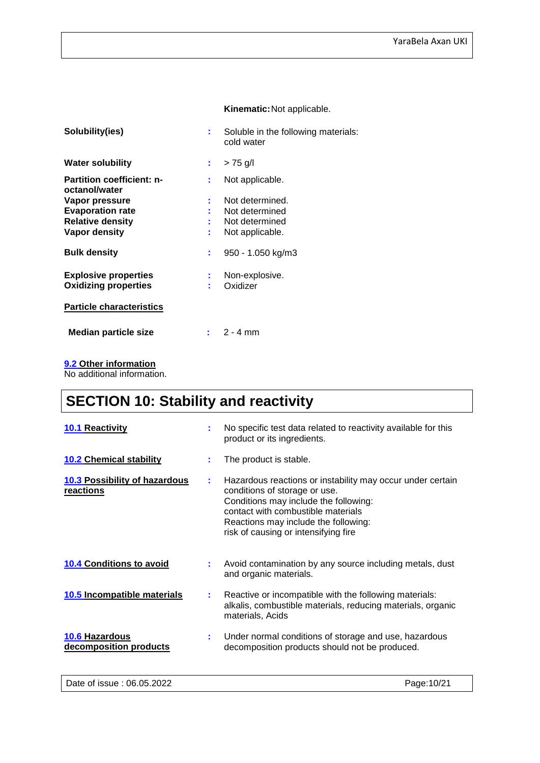**Kinematic:** Not applicable.

| | | |
|---|---|---|
| **Solubility(ies)** | : | Soluble in the following materials: cold water |
| **Water solubility** | : | > 75 g/l |
| **Partition coefficient: n-octanol/water** | : | Not applicable. |
| **Vapor pressure** | : | Not determined. |
| **Evaporation rate** | : | Not determined |
| **Relative density** | : | Not determined |
| **Vapor density** | : | Not applicable. |
| **Bulk density** | : | 950 - 1.050 kg/m3 |
| **Explosive properties** | : | Non-explosive. |
| **Oxidizing properties** | : | Oxidizer |

**Particle characteristics**

| | | |
|---|---|---|
| **Median particle size** | : | 2 - 4 mm |

**9.2 Other information**

No additional information.

# SECTION 10: Stability and reactivity

| | | |
|---|---|---|
| **10.1 Reactivity** | : | No specific test data related to reactivity available for this product or its ingredients. |
| **10.2 Chemical stability** | : | The product is stable. |
| **10.3 Possibility of hazardous reactions** | : | Hazardous reactions or instability may occur under certain conditions of storage or use. Conditions may include the following: contact with combustible materials Reactions may include the following: risk of causing or intensifying fire |
| **10.4 Conditions to avoid** | : | Avoid contamination by any source including metals, dust and organic materials. |
| **10.5 Incompatible materials** | : | Reactive or incompatible with the following materials: alkalis, combustible materials, reducing materials, organic materials, Acids |
| **10.6 Hazardous decomposition products** | : | Under normal conditions of storage and use, hazardous decomposition products should not be produced. |

Date of issue : 06.05.2022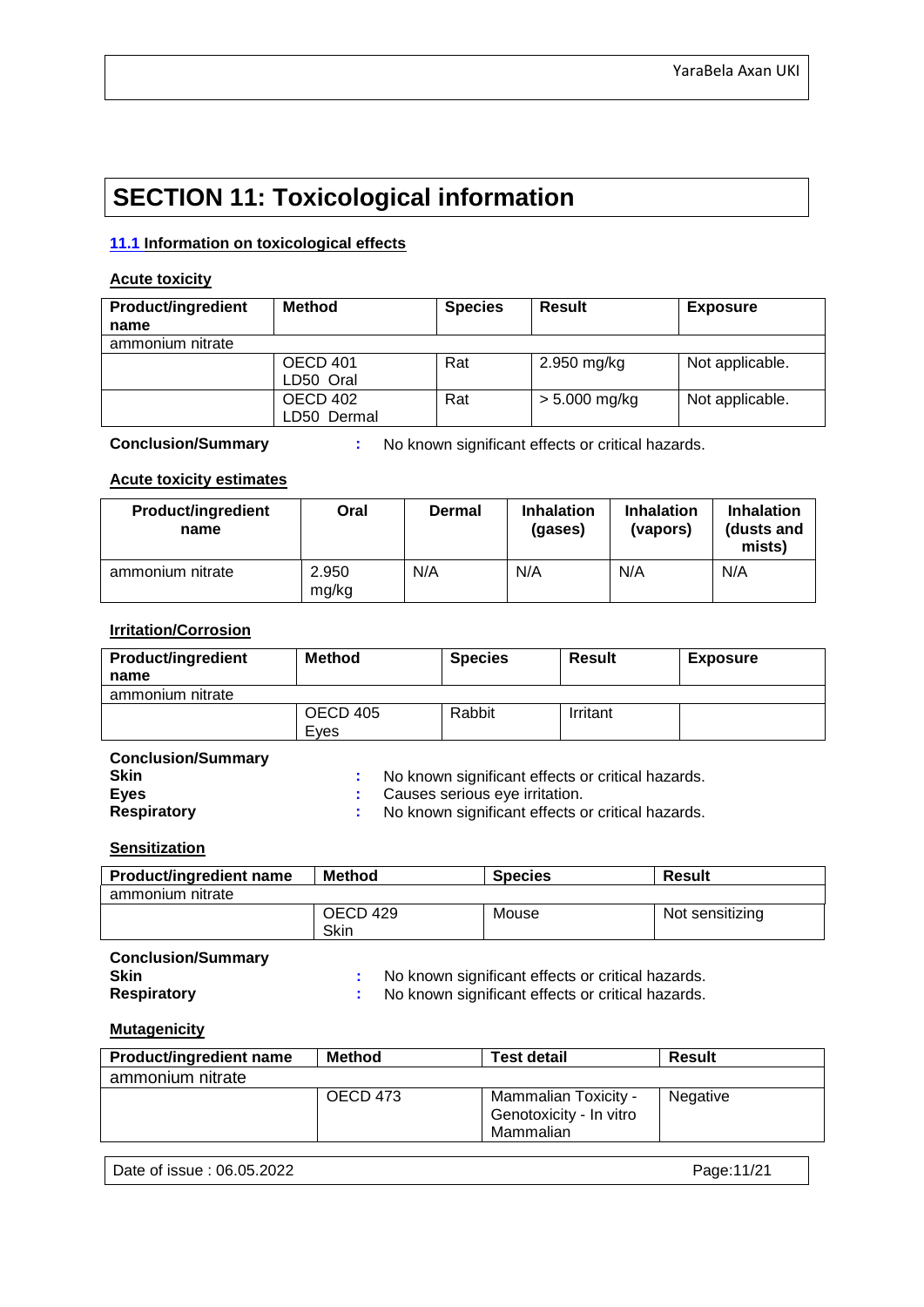# SECTION 11: Toxicological information

### 11.1 Information on toxicological effects

**Acute toxicity**

| Product/ingredient name | Method | Species | Result | Exposure |
|---|---|---|---|---|
| ammonium nitrate | | | | |
| | OECD 401 LD50 Oral | Rat | 2.950 mg/kg | Not applicable. |
| | OECD 402 LD50 Dermal | Rat | > 5.000 mg/kg | Not applicable. |

**Conclusion/Summary** : No known significant effects or critical hazards.

**Acute toxicity estimates**

| Product/ingredient name | Oral | Dermal | Inhalation (gases) | Inhalation (vapors) | Inhalation (dusts and mists) |
|---|---|---|---|---|---|
| ammonium nitrate | 2.950 mg/kg | N/A | N/A | N/A | N/A |

**Irritation/Corrosion**

| Product/ingredient name | Method | Species | Result | Exposure |
|---|---|---|---|---|
| ammonium nitrate | | | | |
| | OECD 405 Eyes | Rabbit | Irritant | |

**Conclusion/Summary**
**Skin** : No known significant effects or critical hazards.
**Eyes** : Causes serious eye irritation.
**Respiratory** : No known significant effects or critical hazards.

**Sensitization**

| Product/ingredient name | Method | Species | Result |
|---|---|---|---|
| ammonium nitrate | | | |
| | OECD 429 Skin | Mouse | Not sensitizing |

**Conclusion/Summary**
**Skin** : No known significant effects or critical hazards.
**Respiratory** : No known significant effects or critical hazards.

**Mutagenicity**

| Product/ingredient name | Method | Test detail | Result |
|---|---|---|---|
| ammonium nitrate | | | |
| | OECD 473 | Mammalian Toxicity - Genotoxicity - In vitro Mammalian | Negative |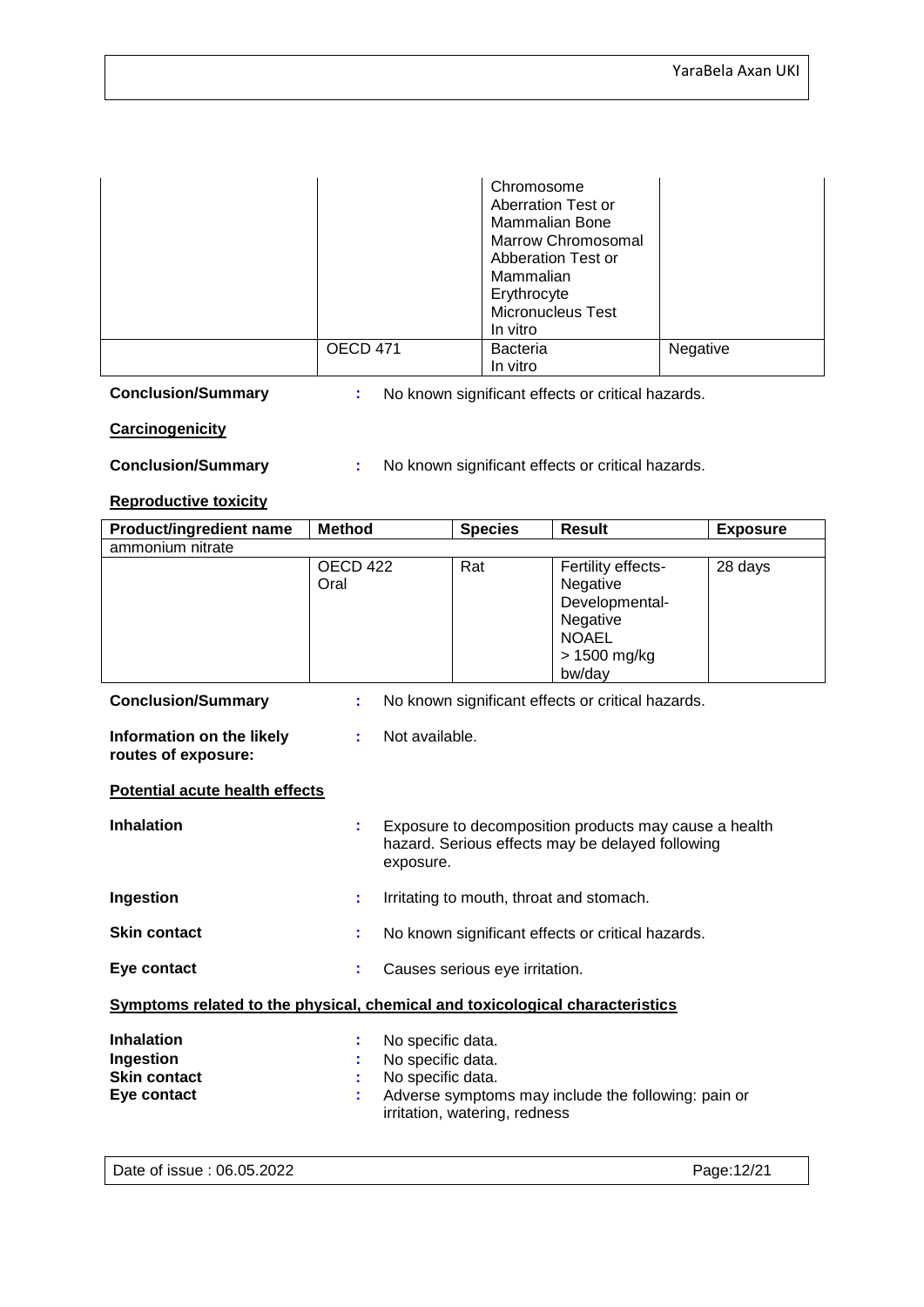| | | | |
|---|---|---|---|
| | | Chromosome Aberration Test or Mammalian Bone Marrow Chromosomal Abberation Test or Mammalian Erythrocyte Micronucleus Test In vitro | |
| | OECD 471 | Bacteria In vitro | Negative |

**Conclusion/Summary** : No known significant effects or critical hazards.

**Carcinogenicity**

**Conclusion/Summary** : No known significant effects or critical hazards.

**Reproductive toxicity**

| Product/ingredient name | Method | Species | Result | Exposure |
|---|---|---|---|---|
| ammonium nitrate | | | | |
| | OECD 422 Oral | Rat | Fertility effects- Negative Developmental- Negative NOAEL > 1500 mg/kg bw/day | 28 days |

**Conclusion/Summary** : No known significant effects or critical hazards.

**Information on the likely routes of exposure:** : Not available.

**Potential acute health effects**

**Inhalation** : Exposure to decomposition products may cause a health hazard. Serious effects may be delayed following exposure.

**Ingestion** : Irritating to mouth, throat and stomach.

**Skin contact** : No known significant effects or critical hazards.

**Eye contact** : Causes serious eye irritation.

**Symptoms related to the physical, chemical and toxicological characteristics**

**Inhalation** : No specific data.
**Ingestion** : No specific data.
**Skin contact** : No specific data.
**Eye contact** : Adverse symptoms may include the following: pain or irritation, watering, redness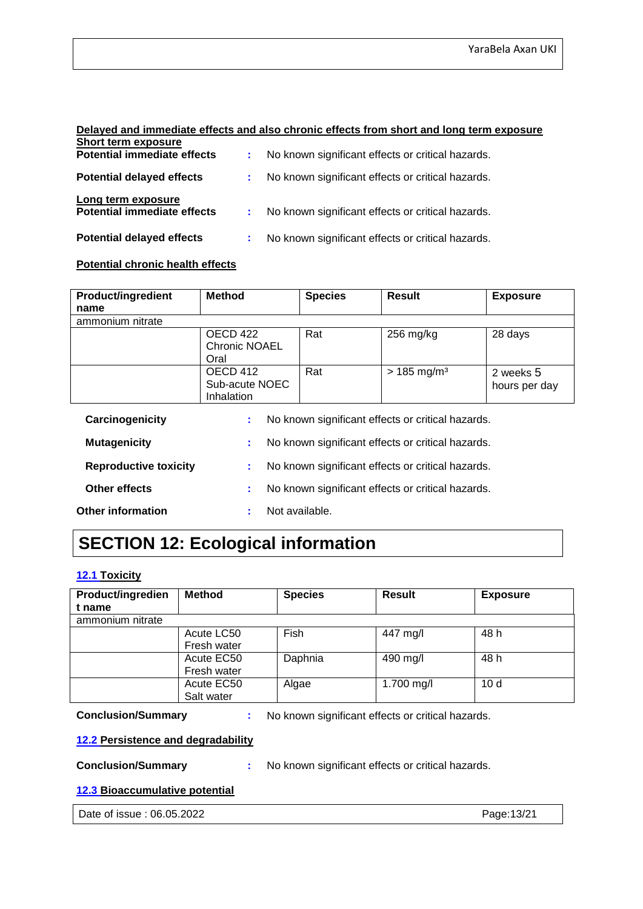**Delayed and immediate effects and also chronic effects from short and long term exposure**

**Short term exposure**

**Potential immediate effects** : No known significant effects or critical hazards.

**Potential delayed effects** : No known significant effects or critical hazards.

**Long term exposure**

**Potential immediate effects** : No known significant effects or critical hazards.

**Potential delayed effects** : No known significant effects or critical hazards.

**Potential chronic health effects**

| Product/ingredient name | Method | Species | Result | Exposure |
|---|---|---|---|---|
| ammonium nitrate | | | | |
| | OECD 422 Chronic NOAEL Oral | Rat | 256 mg/kg | 28 days |
| | OECD 412 Sub-acute NOEC Inhalation | Rat | > 185 mg/m³ | 2 weeks 5 hours per day |

**Carcinogenicity** : No known significant effects or critical hazards.

**Mutagenicity** : No known significant effects or critical hazards.

**Reproductive toxicity** : No known significant effects or critical hazards.

**Other effects** : No known significant effects or critical hazards.

**Other information** : Not available.

# SECTION 12: Ecological information

## 12.1 Toxicity

| Product/ingredient name | Method | Species | Result | Exposure |
|---|---|---|---|---|
| ammonium nitrate | | | | |
| | Acute LC50 Fresh water | Fish | 447 mg/l | 48 h |
| | Acute EC50 Fresh water | Daphnia | 490 mg/l | 48 h |
| | Acute EC50 Salt water | Algae | 1.700 mg/l | 10 d |

**Conclusion/Summary** : No known significant effects or critical hazards.

## 12.2 Persistence and degradability

**Conclusion/Summary** : No known significant effects or critical hazards.

## 12.3 Bioaccumulative potential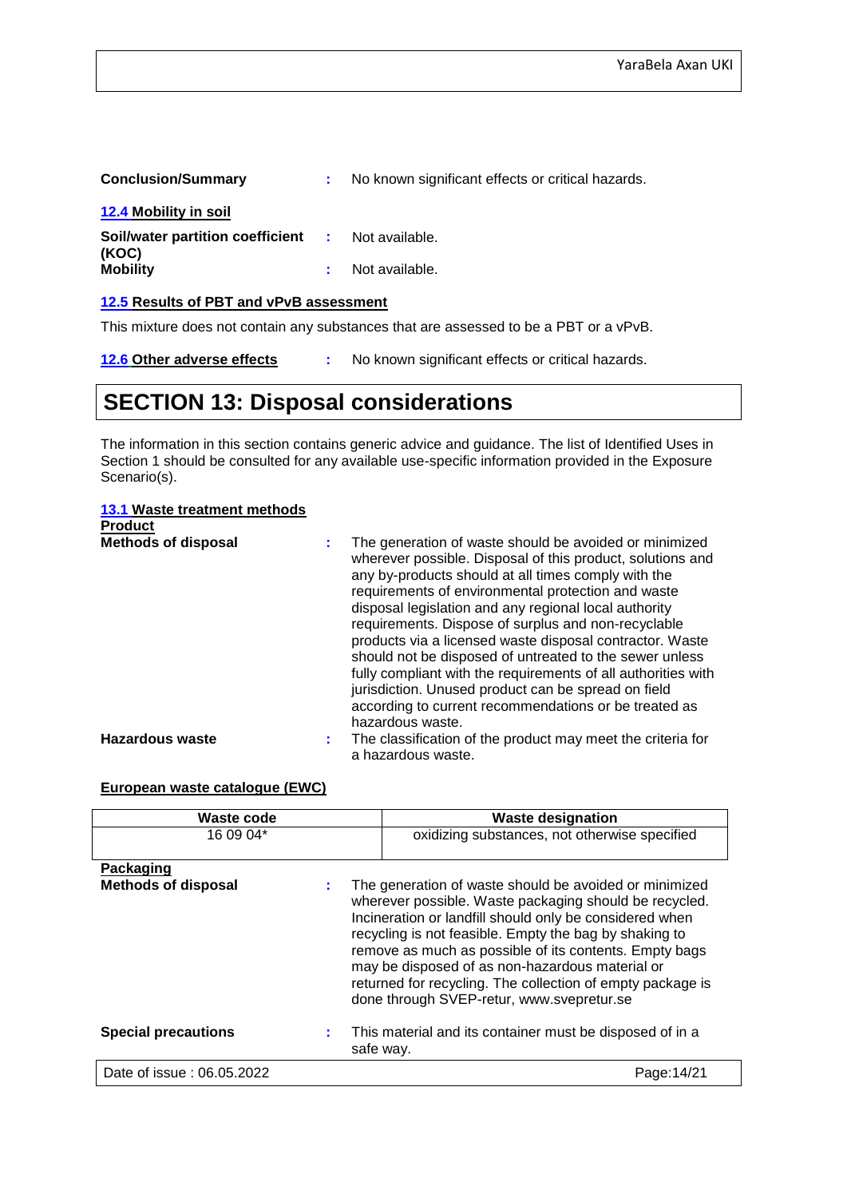**Conclusion/Summary** : No known significant effects or critical hazards.

### 12.4 Mobility in soil

**Soil/water partition coefficient (KOC)** : Not available.

**Mobility** : Not available.

### 12.5 Results of PBT and vPvB assessment

This mixture does not contain any substances that are assessed to be a PBT or a vPvB.

**12.6 Other adverse effects** : No known significant effects or critical hazards.

# SECTION 13: Disposal considerations

The information in this section contains generic advice and guidance. The list of Identified Uses in Section 1 should be consulted for any available use-specific information provided in the Exposure Scenario(s).

### 13.1 Waste treatment methods

**Product**

**Methods of disposal** : The generation of waste should be avoided or minimized wherever possible. Disposal of this product, solutions and any by-products should at all times comply with the requirements of environmental protection and waste disposal legislation and any regional local authority requirements. Dispose of surplus and non-recyclable products via a licensed waste disposal contractor. Waste should not be disposed of untreated to the sewer unless fully compliant with the requirements of all authorities with jurisdiction. Unused product can be spread on field according to current recommendations or be treated as hazardous waste.

**Hazardous waste** : The classification of the product may meet the criteria for a hazardous waste.

**European waste catalogue (EWC)**

| Waste code | Waste designation |
| --- | --- |
| 16 09 04* | oxidizing substances, not otherwise specified |

**Packaging**

**Methods of disposal** : The generation of waste should be avoided or minimized wherever possible. Waste packaging should be recycled. Incineration or landfill should only be considered when recycling is not feasible. Empty the bag by shaking to remove as much as possible of its contents. Empty bags may be disposed of as non-hazardous material or returned for recycling. The collection of empty package is done through SVEP-retur, www.svepretur.se

**Special precautions** : This material and its container must be disposed of in a safe way.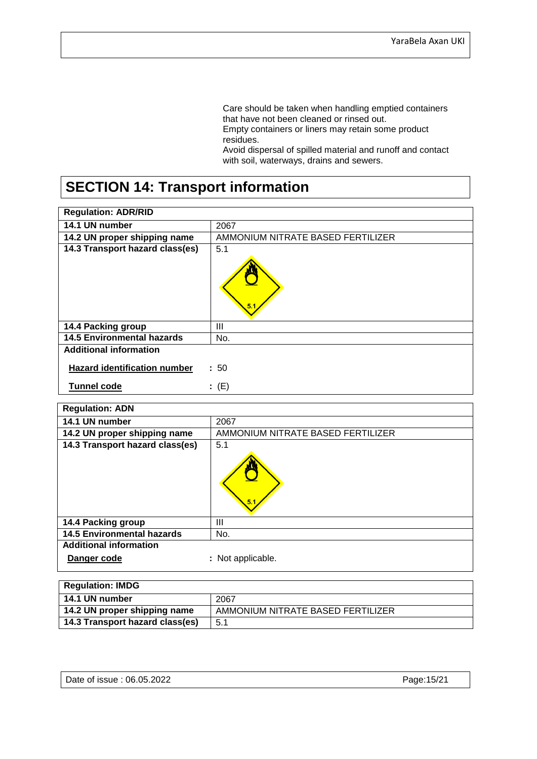Care should be taken when handling emptied containers that have not been cleaned or rinsed out.
Empty containers or liners may retain some product residues.
Avoid dispersal of spilled material and runoff and contact with soil, waterways, drains and sewers.

# SECTION 14: Transport information

| Regulation: ADR/RID | |
|---|---|
| 14.1 UN number | 2067 |
| 14.2 UN proper shipping name | AMMONIUM NITRATE BASED FERTILIZER |
| 14.3 Transport hazard class(es) | 5.1 |
| 14.4 Packing group | III |
| 14.5 Environmental hazards | No. |
| **Additional information** | |
| Hazard identification number | : 50 |
| Tunnel code | : (E) |

| Regulation: ADN | |
|---|---|
| 14.1 UN number | 2067 |
| 14.2 UN proper shipping name | AMMONIUM NITRATE BASED FERTILIZER |
| 14.3 Transport hazard class(es) | 5.1 |
| 14.4 Packing group | III |
| 14.5 Environmental hazards | No. |
| **Additional information** | |
| Danger code | : Not applicable. |

| Regulation: IMDG | |
|---|---|
| 14.1 UN number | 2067 |
| 14.2 UN proper shipping name | AMMONIUM NITRATE BASED FERTILIZER |
| 14.3 Transport hazard class(es) | 5.1 |

Date of issue : 06.05.2022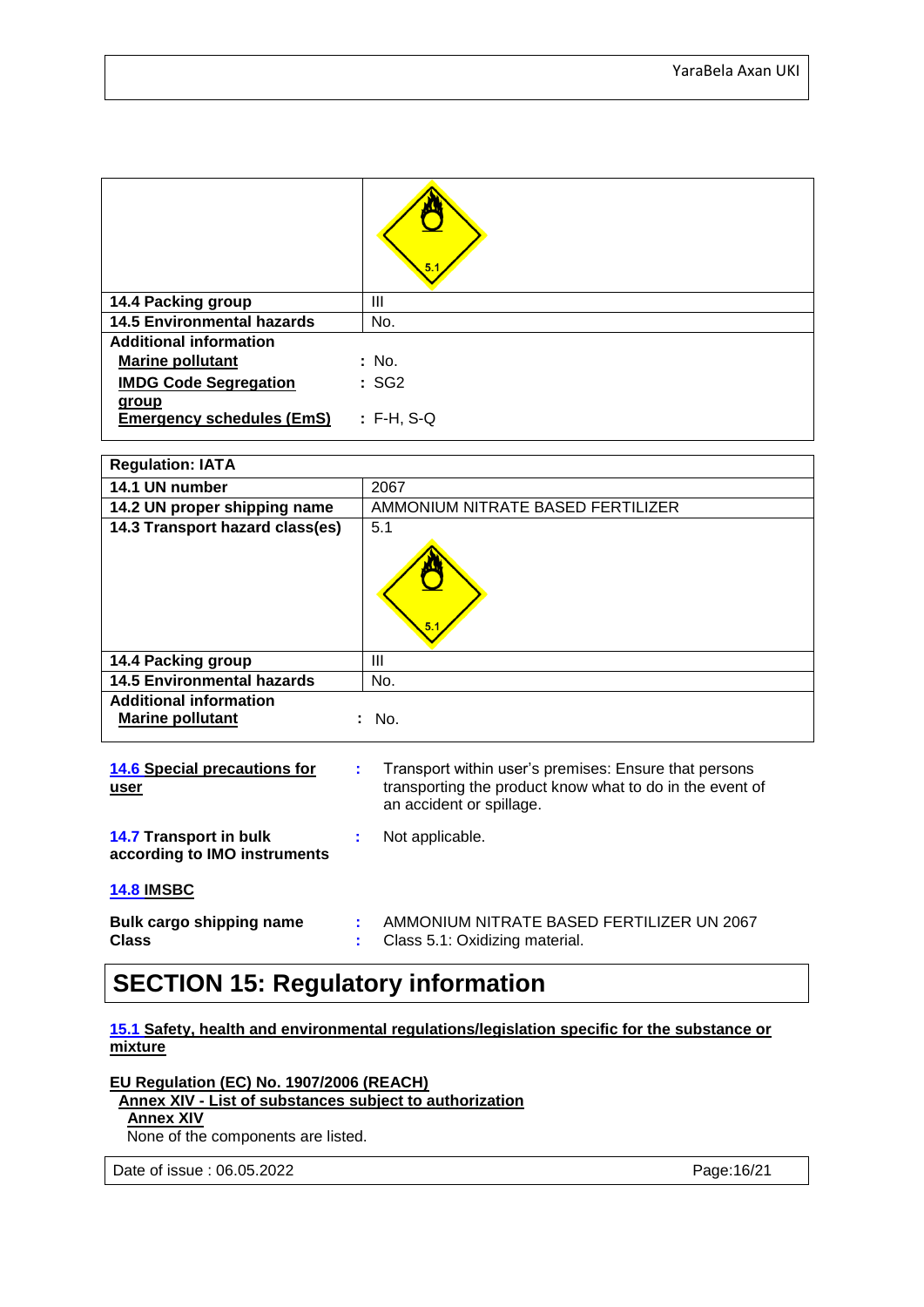| | |
|---|---|
| | 5.1 |
| **14.4 Packing group** | III |
| **14.5 Environmental hazards** | No. |

**Additional information**

**Marine pollutant** : No.
**IMDG Code Segregation group** : SG2
**Emergency schedules (EmS)** : F-H, S-Q

| **Regulation: IATA** | |
|---|---|
| **14.1 UN number** | 2067 |
| **14.2 UN proper shipping name** | AMMONIUM NITRATE BASED FERTILIZER |
| **14.3 Transport hazard class(es)** | 5.1 |
| **14.4 Packing group** | III |
| **14.5 Environmental hazards** | No. |

**Additional information**

**Marine pollutant** : No.

**14.6 Special precautions for user** : Transport within user's premises: Ensure that persons transporting the product know what to do in the event of an accident or spillage.

**14.7 Transport in bulk according to IMO instruments** : Not applicable.

**14.8 IMSBC**

**Bulk cargo shipping name** : AMMONIUM NITRATE BASED FERTILIZER UN 2067
**Class** : Class 5.1: Oxidizing material.

# SECTION 15: Regulatory information

**15.1 Safety, health and environmental regulations/legislation specific for the substance or mixture**

**EU Regulation (EC) No. 1907/2006 (REACH)**

**Annex XIV - List of substances subject to authorization**

**Annex XIV**

None of the components are listed.

Date of issue : 06.05.2022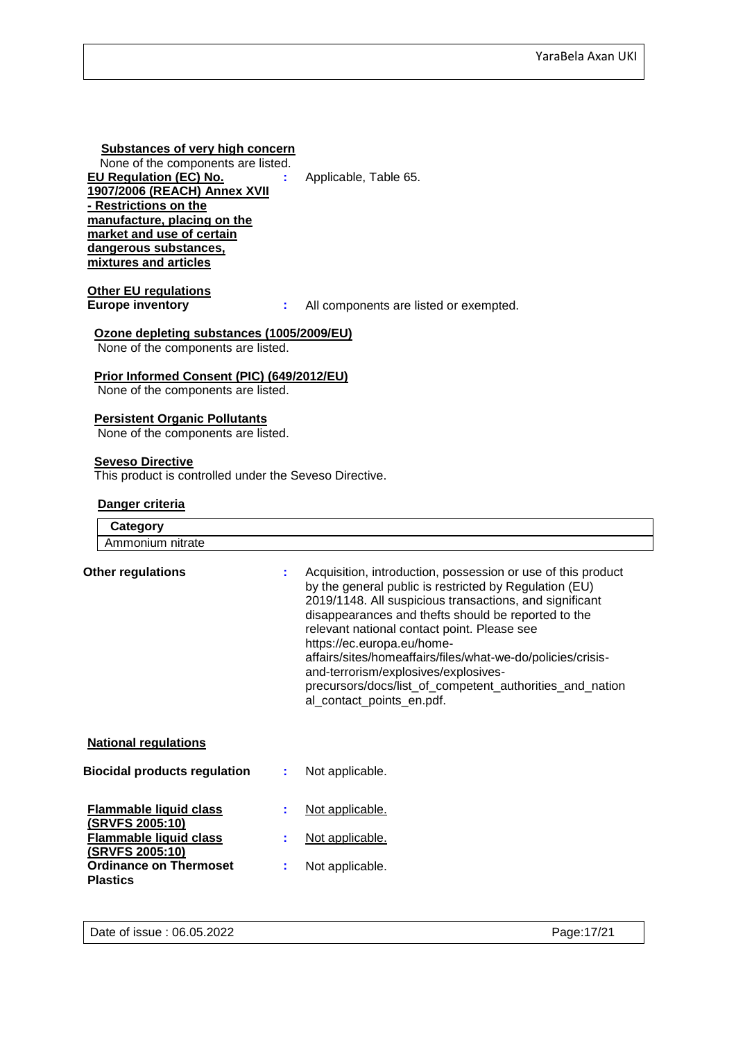**Substances of very high concern**

None of the components are listed.

**EU Regulation (EC) No. 1907/2006 (REACH) Annex XVII - Restrictions on the manufacture, placing on the market and use of certain dangerous substances, mixtures and articles** : Applicable, Table 65.

**Other EU regulations**

**Europe inventory** : All components are listed or exempted.

**Ozone depleting substances (1005/2009/EU)**

None of the components are listed.

**Prior Informed Consent (PIC) (649/2012/EU)**

None of the components are listed.

**Persistent Organic Pollutants**

None of the components are listed.

**Seveso Directive**

This product is controlled under the Seveso Directive.

**Danger criteria**

| Category |
| --- |
| Ammonium nitrate |

**Other regulations** : Acquisition, introduction, possession or use of this product by the general public is restricted by Regulation (EU) 2019/1148. All suspicious transactions, and significant disappearances and thefts should be reported to the relevant national contact point. Please see https://ec.europa.eu/home-affairs/sites/homeaffairs/files/what-we-do/policies/crisis-and-terrorism/explosives/explosives-precursors/docs/list_of_competent_authorities_and_national_contact_points_en.pdf.

**National regulations**

**Biocidal products regulation** : Not applicable.

**Flammable liquid class (SRVFS 2005:10)** : Not applicable.

**Flammable liquid class (SRVFS 2005:10)** : Not applicable.

**Ordinance on Thermoset Plastics** : Not applicable.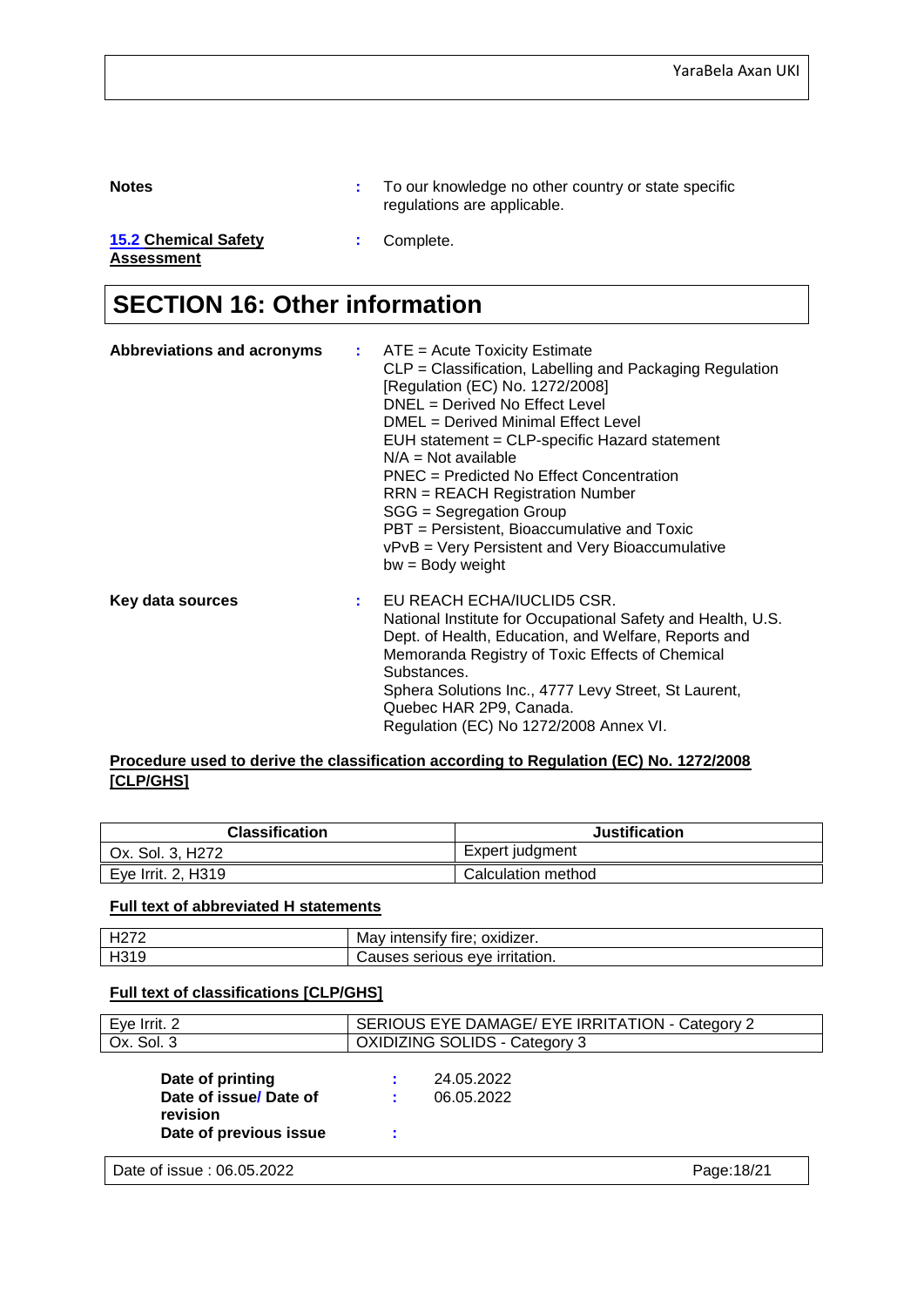**Notes** : To our knowledge no other country or state specific regulations are applicable.

**15.2 Chemical Safety Assessment** : Complete.

# SECTION 16: Other information

**Abbreviations and acronyms** :
ATE = Acute Toxicity Estimate
CLP = Classification, Labelling and Packaging Regulation [Regulation (EC) No. 1272/2008]
DNEL = Derived No Effect Level
DMEL = Derived Minimal Effect Level
EUH statement = CLP-specific Hazard statement
N/A = Not available
PNEC = Predicted No Effect Concentration
RRN = REACH Registration Number
SGG = Segregation Group
PBT = Persistent, Bioaccumulative and Toxic
vPvB = Very Persistent and Very Bioaccumulative
bw = Body weight

**Key data sources** :
EU REACH ECHA/IUCLID5 CSR.
National Institute for Occupational Safety and Health, U.S. Dept. of Health, Education, and Welfare, Reports and Memoranda Registry of Toxic Effects of Chemical Substances.
Sphera Solutions Inc., 4777 Levy Street, St Laurent, Quebec HAR 2P9, Canada.
Regulation (EC) No 1272/2008 Annex VI.

**Procedure used to derive the classification according to Regulation (EC) No. 1272/2008 [CLP/GHS]**

| Classification | Justification |
|---|---|
| Ox. Sol. 3, H272 | Expert judgment |
| Eye Irrit. 2, H319 | Calculation method |

**Full text of abbreviated H statements**

| | |
|---|---|
| H272 | May intensify fire; oxidizer. |
| H319 | Causes serious eye irritation. |

**Full text of classifications [CLP/GHS]**

| | |
|---|---|
| Eye Irrit. 2 | SERIOUS EYE DAMAGE/ EYE IRRITATION - Category 2 |
| Ox. Sol. 3 | OXIDIZING SOLIDS - Category 3 |

**Date of printing** : 24.05.2022
**Date of issue/ Date of revision** : 06.05.2022
**Date of previous issue** :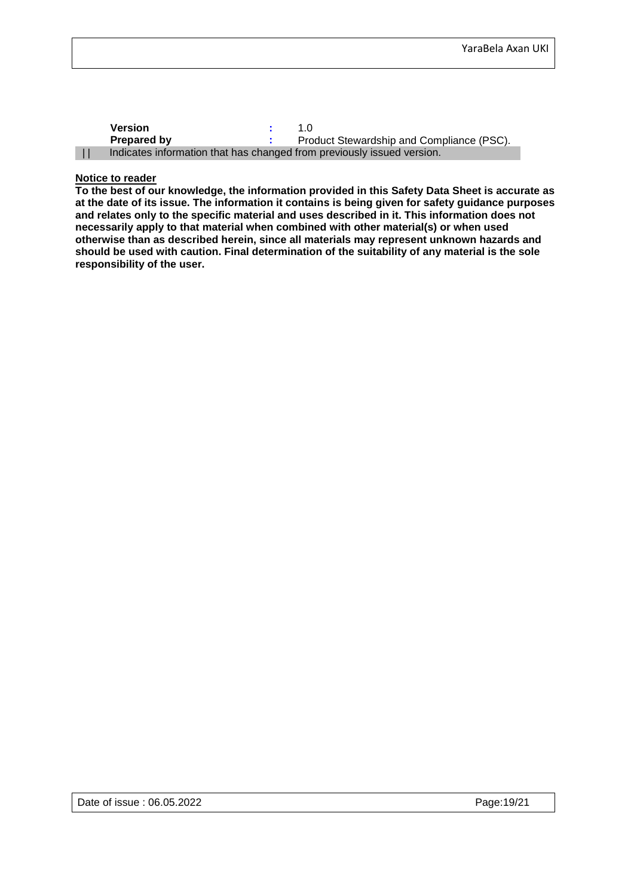| | | |
|---|---|---|
| **Version** | **:** | 1.0 |
| **Prepared by** | **:** | Product Stewardship and Compliance (PSC). |

| | Indicates information that has changed from previously issued version.

**Notice to reader**

**To the best of our knowledge, the information provided in this Safety Data Sheet is accurate as at the date of its issue. The information it contains is being given for safety guidance purposes and relates only to the specific material and uses described in it. This information does not necessarily apply to that material when combined with other material(s) or when used otherwise than as described herein, since all materials may represent unknown hazards and should be used with caution. Final determination of the suitability of any material is the sole responsibility of the user.**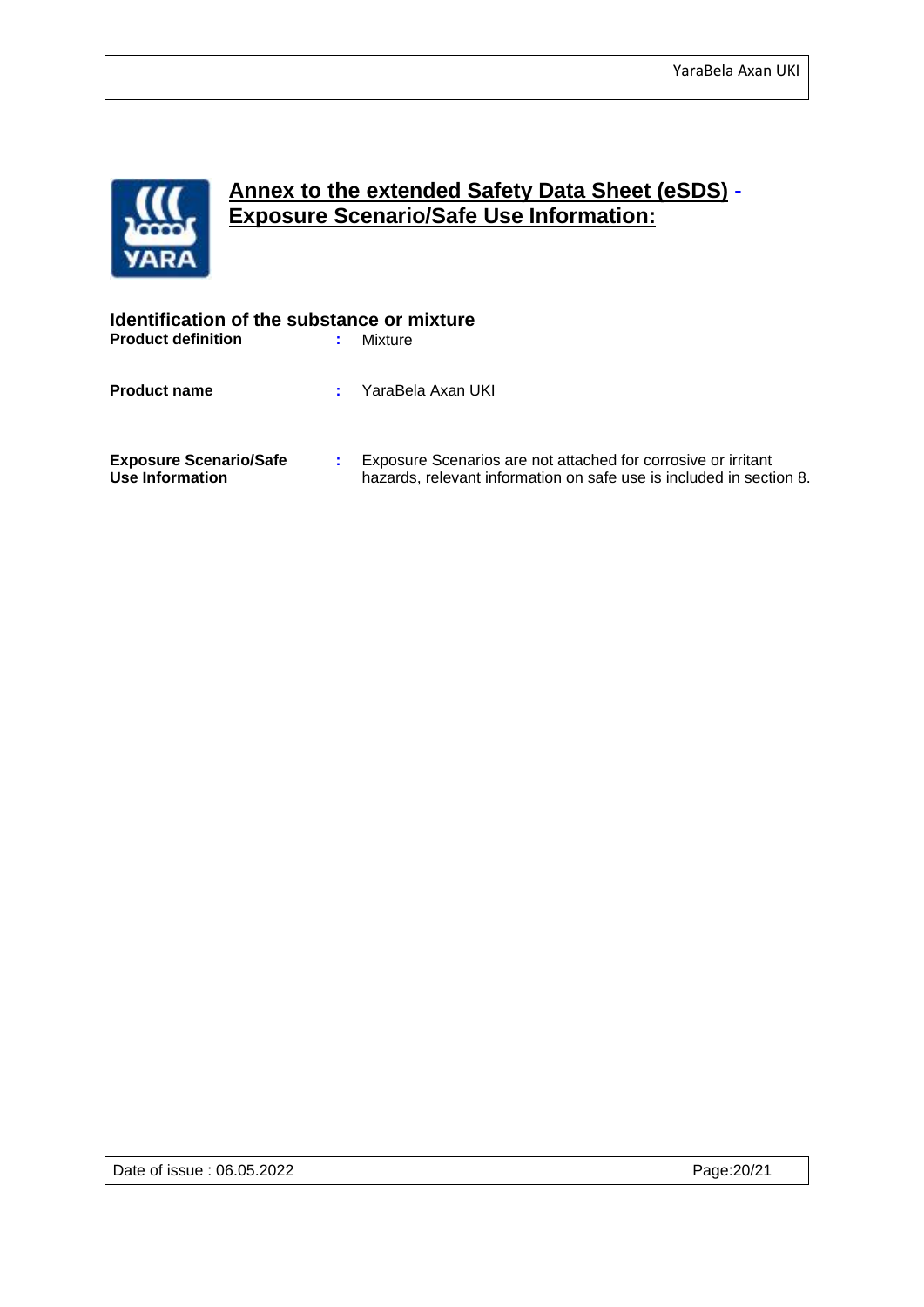# Annex to the extended Safety Data Sheet (eSDS) - Exposure Scenario/Safe Use Information:

## Identification of the substance or mixture

| | | |
|---|---|---|
| **Product definition** | : | Mixture |
| **Product name** | : | YaraBela Axan UKI |
| **Exposure Scenario/Safe Use Information** | : | Exposure Scenarios are not attached for corrosive or irritant hazards, relevant information on safe use is included in section 8. |

Date of issue : 06.05.2022